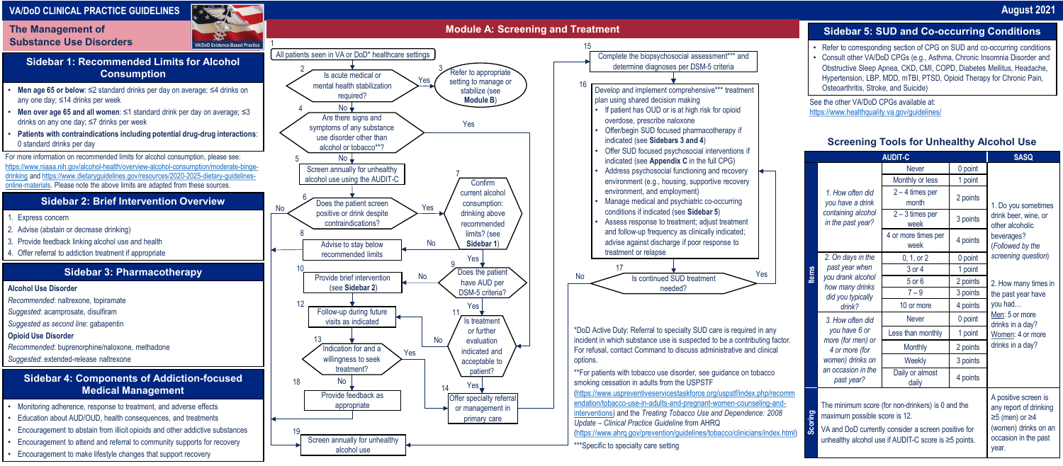# VA/DoD CLINICAL PRACTICE GUIDELINES

August 2021

## The Management of Substance Use Disorders

### Sidebar 1: Recommended Limits for Alcohol Consumption

- **Men age 65 or below**: ≤2 standard drinks per day on average; ≤4 drinks on any one day; ≤14 drinks per week
- **Men over age 65 and all women**: ≤1 standard drink per day on average; ≤3 drinks on any one day; ≤7 drinks per week
- **Patients with contraindications including potential drug-drug interactions**: 0 standard drinks per day

For more information on recommended limits for alcohol consumption, please see: https://www.niaaa.nih.gov/alcohol-health/overview-alcohol-consumption/moderate-binge-drinking and https://www.dietaryguidelines.gov/resources/2020-2025-dietary-guidelines-online-materials. Please note the above limits are adapted from these sources.

### Sidebar 2: Brief Intervention Overview

1. Express concern
2. Advise (abstain or decrease drinking)
3. Provide feedback linking alcohol use and health
4. Offer referral to addiction treatment if appropriate

### Sidebar 3: Pharmacotherapy

**Alcohol Use Disorder**

*Recommended*: naltrexone, topiramate

*Suggested*: acamprosate, disulfiram

*Suggested as second line*: gabapentin

**Opioid Use Disorder**

*Recommended*: buprenorphine/naloxone, methadone

*Suggested*: extended-release naltrexone

### Sidebar 4: Components of Addiction-focused Medical Management

- Monitoring adherence, response to treatment, and adverse effects
- Education about AUD/OUD, health consequences, and treatments
- Encouragement to abstain from illicit opioids and other addictive substances
- Encouragement to attend and referral to community supports for recovery
- Encouragement to make lifestyle changes that support recovery

## Module A: Screening and Treatment

1. All patients seen in VA or DoD* healthcare settings
2. Is acute medical or mental health stabilization required?
   - Yes → 3. Refer to appropriate setting to manage or stabilize (see **Module B**)
   - No → 4
4. Are there signs and symptoms of any substance use disorder other than alcohol or tobacco**?
   - Yes → 15
   - No → 5
5. Screen annually for unhealthy alcohol use using the AUDIT-C
6. Does the patient screen positive or drink despite contraindications?
   - No → 19
   - Yes → 7
7. Confirm current alcohol consumption: drinking above recommended limits? (see **Sidebar 1**)
   - No → 8. Advise to stay below recommended limits → 19
   - Yes → 9
9. Does the patient have AUD per DSM-5 criteria?
   - No → 10. Provide brief intervention (see **Sidebar 2**) → 12. Follow-up during future visits as indicated → 13
   - Yes → 11
11. Is treatment or further evaluation indicated and acceptable to patient?
   - No → 13
   - Yes → 14
13. Indication for and a willingness to seek treatment?
   - Yes → 14
   - No → 18. Provide feedback as appropriate → 19
14. Offer specialty referral or management in primary care → 15
15. Complete the biopsychosocial assessment*** and determine diagnoses per DSM-5 criteria
16. Develop and implement comprehensive*** treatment plan using shared decision making
    - If patient has OUD or is at high risk for opioid overdose, prescribe naloxone
    - Offer/begin SUD focused pharmacotherapy if indicated (see **Sidebars 3 and 4**)
    - Offer SUD focused psychosocial interventions if indicated (see **Appendix C** in the full CPG)
    - Address psychosocial functioning and recovery environment (e.g., housing, supportive recovery environment, and employment)
    - Manage medical and psychiatric co-occurring conditions if indicated (see **Sidebar 5**)
    - Assess response to treatment; adjust treatment and follow-up frequency as clinically indicated; advise against discharge if poor response to treatment or relapse
17. Is continued SUD treatment needed?
    - Yes → 16
    - No → 19
19. Screen annually for unhealthy alcohol use

*DoD Active Duty: Referral to specialty SUD care is required in any incident in which substance use is suspected to be a contributing factor. For refusal, contact Command to discuss administrative and clinical options.

**For patients with tobacco use disorder, see guidance on tobacco smoking cessation in adults from the USPSTF (https://www.uspreventiveservicestaskforce.org/uspstf/index.php/recommendation/tobacco-use-in-adults-and-pregnant-women-counseling-and-interventions) and the *Treating Tobacco Use and Dependence: 2008 Update – Clinical Practice Guideline* from AHRQ (https://www.ahrq.gov/prevention/guidelines/tobacco/clinicians/index.html)

***Specific to specialty care setting

### Sidebar 5: SUD and Co-occurring Conditions

- Refer to corresponding section of CPG on SUD and co-occurring conditions
- Consult other VA/DoD CPGs (e.g., Asthma, Chronic Insomnia Disorder and Obstructive Sleep Apnea, CKD, CMI, COPD, Diabetes Mellitus, Headache, Hypertension, LBP, MDD, mTBI, PTSD, Opioid Therapy for Chronic Pain, Osteoarthritis, Stroke, and Suicide)

See the other VA/DoD CPGs available at: https://www.healthquality.va.gov/guidelines/

### Screening Tools for Unhealthy Alcohol Use

| | AUDIT-C | | | SASQ |
|---|---|---|---|---|
| **Items** | 1. How often did you have a drink containing alcohol in the past year? | Never | 0 point | 1. Do you sometimes drink beer, wine, or other alcoholic beverages? (*Followed by the screening question*)<br><br>2. How many times in the past year have you had… Men: 5 or more drinks in a day? Women: 4 or more drinks in a day? |
| | | Monthly or less | 1 point | |
| | | 2 – 4 times per month | 2 points | |
| | | 2 – 3 times per week | 3 points | |
| | | 4 or more times per week | 4 points | |
| | 2. On days in the past year when you drank alcohol how many drinks did you typically drink? | 0, 1, or 2 | 0 point | |
| | | 3 or 4 | 1 point | |
| | | 5 or 6 | 2 points | |
| | | 7 – 9 | 3 points | |
| | | 10 or more | 4 points | |
| | 3. How often did you have 6 or more (for men) or 4 or more (for women) drinks on an occasion in the past year? | Never | 0 point | |
| | | Less than monthly | 1 point | |
| | | Monthly | 2 points | |
| | | Weekly | 3 points | |
| | | Daily or almost daily | 4 points | |
| **Scoring** | The minimum score (for non-drinkers) is 0 and the maximum possible score is 12.<br><br>VA and DoD currently consider a screen positive for unhealthy alcohol use if AUDIT-C score is ≥5 points. | | | A positive screen is any report of drinking ≥5 (men) or ≥4 (women) drinks on an occasion in the past year. |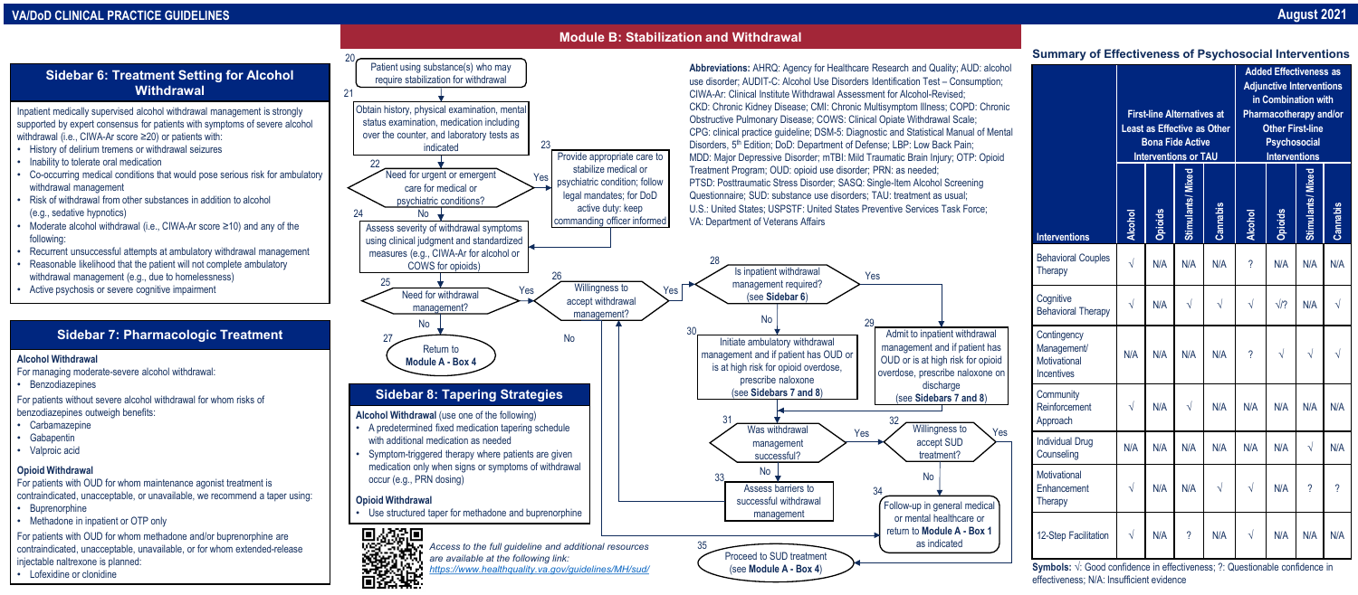# Module B: Stabilization and Withdrawal

## Sidebar 6: Treatment Setting for Alcohol Withdrawal

Inpatient medically supervised alcohol withdrawal management is strongly supported by expert consensus for patients with symptoms of severe alcohol withdrawal (i.e., CIWA-Ar score ≥20) or patients with:

- History of delirium tremens or withdrawal seizures
- Inability to tolerate oral medication
- Co-occurring medical conditions that would pose serious risk for ambulatory withdrawal management
- Risk of withdrawal from other substances in addition to alcohol (e.g., sedative hypnotics)
- Moderate alcohol withdrawal (i.e., CIWA-Ar score ≥10) and any of the following:
- Recurrent unsuccessful attempts at ambulatory withdrawal management
- Reasonable likelihood that the patient will not complete ambulatory withdrawal management (e.g., due to homelessness)
- Active psychosis or severe cognitive impairment

## Sidebar 7: Pharmacologic Treatment

**Alcohol Withdrawal**

For managing moderate-severe alcohol withdrawal:

- Benzodiazepines

For patients without severe alcohol withdrawal for whom risks of benzodiazepines outweigh benefits:

- Carbamazepine
- Gabapentin
- Valproic acid

**Opioid Withdrawal**

For patients with OUD for whom maintenance agonist treatment is contraindicated, unacceptable, or unavailable, we recommend a taper using:

- Buprenorphine
- Methadone in inpatient or OTP only

For patients with OUD for whom methadone and/or buprenorphine are contraindicated, unacceptable, unavailable, or for whom extended-release injectable naltrexone is planned:

- Lofexidine or clonidine

20 Patient using substance(s) who may require stabilization for withdrawal

21 Obtain history, physical examination, mental status examination, medication including over the counter, and laboratory tests as indicated

22 Need for urgent or emergent care for medical or psychiatric conditions?

Yes → 23 Provide appropriate care to stabilize medical or psychiatric condition; follow legal mandates; for DoD active duty: keep commanding officer informed

No → 24 Assess severity of withdrawal symptoms using clinical judgment and standardized measures (e.g., CIWA-Ar for alcohol or COWS for opioids)

25 Need for withdrawal management?

No → 27 Return to Module A - Box 4

Yes → 26 Willingness to accept withdrawal management?

No → 35

Yes → 28 Is inpatient withdrawal management required? (see **Sidebar 6**)

Yes → 29 Admit to inpatient withdrawal management and if patient has OUD or is at high risk for opioid overdose, prescribe naloxone on discharge (see **Sidebars 7 and 8**)

No → 30 Initiate ambulatory withdrawal management and if patient has OUD or is at high risk for opioid overdose, prescribe naloxone (see **Sidebars 7 and 8**)

31 Was withdrawal management successful?

No → 33 Assess barriers to successful withdrawal management

Yes → 32 Willingness to accept SUD treatment?

No → 34 Follow-up in general medical or mental healthcare or return to **Module A - Box 1** as indicated

Yes → 35 Proceed to SUD treatment (see **Module A - Box 4**)

**Abbreviations:** AHRQ: Agency for Healthcare Research and Quality; AUD: alcohol use disorder; AUDIT-C: Alcohol Use Disorders Identification Test – Consumption; CIWA-Ar: Clinical Institute Withdrawal Assessment for Alcohol-Revised; CKD: Chronic Kidney Disease; CMI: Chronic Multisymptom Illness; COPD: Chronic Obstructive Pulmonary Disease; COWS: Clinical Opiate Withdrawal Scale; CPG: clinical practice guideline; DSM-5: Diagnostic and Statistical Manual of Mental Disorders, 5th Edition; DoD: Department of Defense; LBP: Low Back Pain; MDD: Major Depressive Disorder; mTBI: Mild Traumatic Brain Injury; OTP: Opioid Treatment Program; OUD: opioid use disorder; PRN: as needed; PTSD: Posttraumatic Stress Disorder; SASQ: Single-Item Alcohol Screening Questionnaire; SUD: substance use disorders; TAU: treatment as usual; U.S.: United States; USPSTF: United States Preventive Services Task Force; VA: Department of Veterans Affairs

## Sidebar 8: Tapering Strategies

**Alcohol Withdrawal** (use one of the following)

- A predetermined fixed medication tapering schedule with additional medication as needed
- Symptom-triggered therapy where patients are given medication only when signs or symptoms of withdrawal occur (e.g., PRN dosing)

**Opioid Withdrawal**

- Use structured taper for methadone and buprenorphine

*Access to the full guideline and additional resources are available at the following link: https://www.healthquality.va.gov/guidelines/MH/sud/*

## Summary of Effectiveness of Psychosocial Interventions

| Interventions | First-line Alternatives at Least as Effective as Other Bona Fide Active Interventions or TAU | | | | Added Effectiveness as Adjunctive Interventions in Combination with Pharmacotherapy and/or Other First-line Psychosocial Interventions | | | |
|---|---|---|---|---|---|---|---|---|
| | Alcohol | Opioids | Stimulants/ Mixed | Cannabis | Alcohol | Opioids | Stimulants/ Mixed | Cannabis |
| Behavioral Couples Therapy | √ | N/A | N/A | N/A | ? | N/A | N/A | N/A |
| Cognitive Behavioral Therapy | √ | N/A | √ | √ | √ | √/? | N/A | √ |
| Contingency Management/ Motivational Incentives | N/A | N/A | N/A | N/A | ? | √ | √ | √ |
| Community Reinforcement Approach | √ | N/A | √ | N/A | N/A | N/A | N/A | N/A |
| Individual Drug Counseling | N/A | N/A | N/A | N/A | N/A | N/A | √ | N/A |
| Motivational Enhancement Therapy | √ | N/A | N/A | √ | √ | N/A | ? | ? |
| 12-Step Facilitation | √ | N/A | ? | N/A | √ | N/A | N/A | N/A |

**Symbols:** √: Good confidence in effectiveness; ?: Questionable confidence in effectiveness; N/A: Insufficient evidence